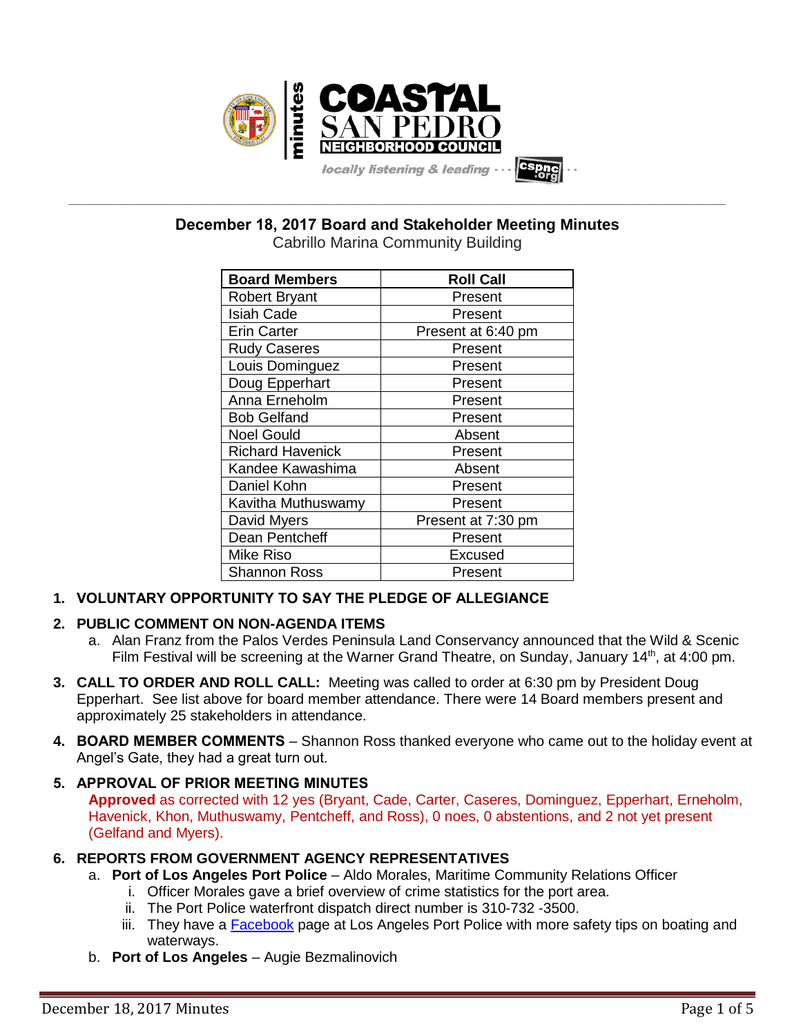# December 18, 2017 Board and Stakeholder Meeting Minutes

Cabrillo Marina Community Building

| Board Members | Roll Call |
|---|---|
| Robert Bryant | Present |
| Isiah Cade | Present |
| Erin Carter | Present at 6:40 pm |
| Rudy Caseres | Present |
| Louis Dominguez | Present |
| Doug Epperhart | Present |
| Anna Erneholm | Present |
| Bob Gelfand | Present |
| Noel Gould | Absent |
| Richard Havenick | Present |
| Kandee Kawashima | Absent |
| Daniel Kohn | Present |
| Kavitha Muthuswamy | Present |
| David Myers | Present at 7:30 pm |
| Dean Pentcheff | Present |
| Mike Riso | Excused |
| Shannon Ross | Present |

1. **VOLUNTARY OPPORTUNITY TO SAY THE PLEDGE OF ALLEGIANCE**

2. **PUBLIC COMMENT ON NON-AGENDA ITEMS**
   a. Alan Franz from the Palos Verdes Peninsula Land Conservancy announced that the Wild & Scenic Film Festival will be screening at the Warner Grand Theatre, on Sunday, January 14th, at 4:00 pm.

3. **CALL TO ORDER AND ROLL CALL:** Meeting was called to order at 6:30 pm by President Doug Epperhart. See list above for board member attendance. There were 14 Board members present and approximately 25 stakeholders in attendance.

4. **BOARD MEMBER COMMENTS** – Shannon Ross thanked everyone who came out to the holiday event at Angel's Gate, they had a great turn out.

5. **APPROVAL OF PRIOR MEETING MINUTES**
   **Approved** as corrected with 12 yes (Bryant, Cade, Carter, Caseres, Dominguez, Epperhart, Erneholm, Havenick, Khon, Muthuswamy, Pentcheff, and Ross), 0 noes, 0 abstentions, and 2 not yet present (Gelfand and Myers).

6. **REPORTS FROM GOVERNMENT AGENCY REPRESENTATIVES**
   a. **Port of Los Angeles Port Police** – Aldo Morales, Maritime Community Relations Officer
      i. Officer Morales gave a brief overview of crime statistics for the port area.
      ii. The Port Police waterfront dispatch direct number is 310-732 -3500.
      iii. They have a Facebook page at Los Angeles Port Police with more safety tips on boating and waterways.
   b. **Port of Los Angeles** – Augie Bezmalinovich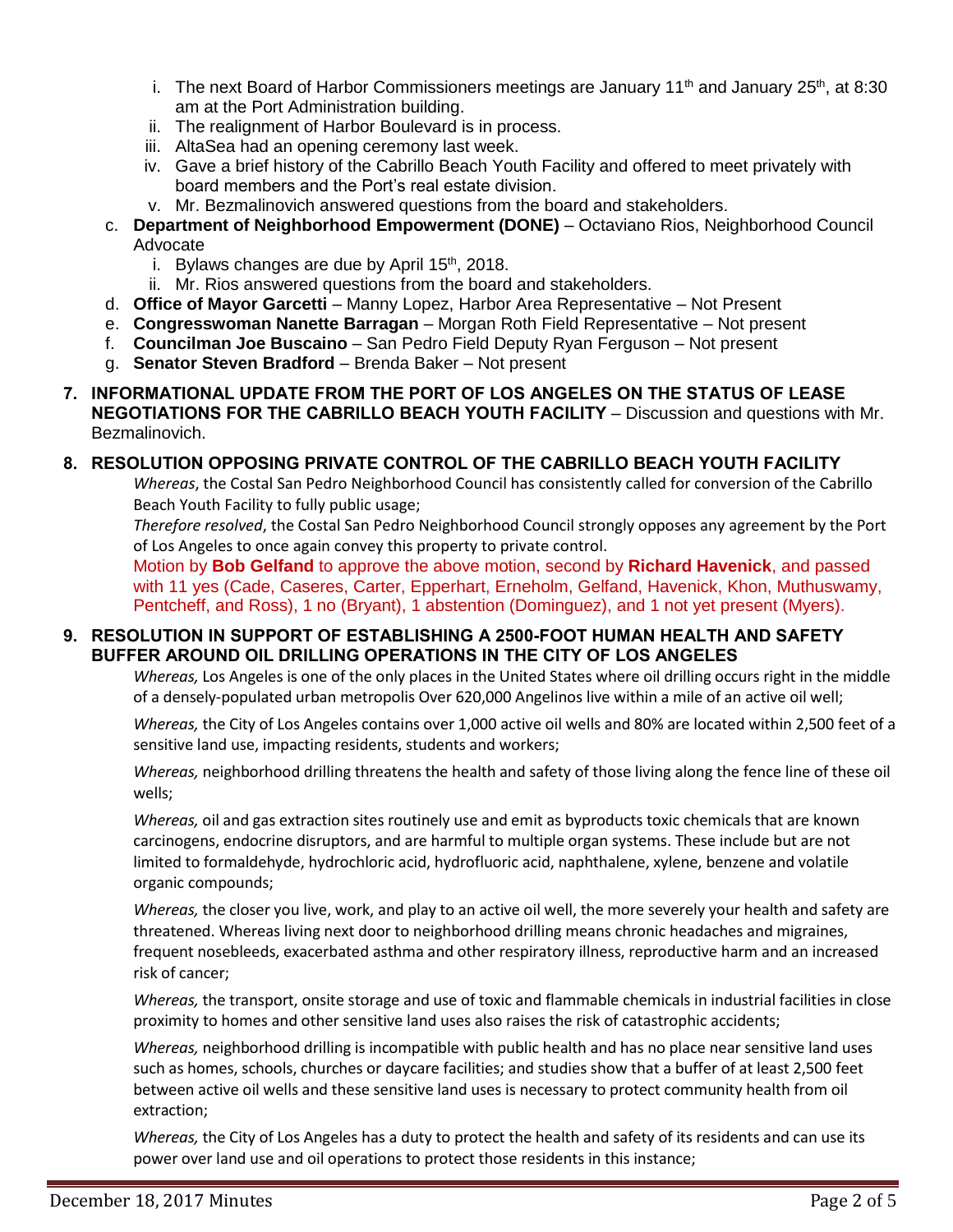i. The next Board of Harbor Commissioners meetings are January 11th and January 25th, at 8:30 am at the Port Administration building.
   ii. The realignment of Harbor Boulevard is in process.
   iii. AltaSea had an opening ceremony last week.
   iv. Gave a brief history of the Cabrillo Beach Youth Facility and offered to meet privately with board members and the Port's real estate division.
   v. Mr. Bezmalinovich answered questions from the board and stakeholders.

c. **Department of Neighborhood Empowerment (DONE)** – Octaviano Rios, Neighborhood Council Advocate
   i. Bylaws changes are due by April 15th, 2018.
   ii. Mr. Rios answered questions from the board and stakeholders.

d. **Office of Mayor Garcetti** – Manny Lopez, Harbor Area Representative – Not Present

e. **Congresswoman Nanette Barragan** – Morgan Roth Field Representative – Not present

f. **Councilman Joe Buscaino** – San Pedro Field Deputy Ryan Ferguson – Not present

g. **Senator Steven Bradford** – Brenda Baker – Not present

**7. INFORMATIONAL UPDATE FROM THE PORT OF LOS ANGELES ON THE STATUS OF LEASE NEGOTIATIONS FOR THE CABRILLO BEACH YOUTH FACILITY** – Discussion and questions with Mr. Bezmalinovich.

**8. RESOLUTION OPPOSING PRIVATE CONTROL OF THE CABRILLO BEACH YOUTH FACILITY**

*Whereas*, the Costal San Pedro Neighborhood Council has consistently called for conversion of the Cabrillo Beach Youth Facility to fully public usage;

*Therefore resolved*, the Costal San Pedro Neighborhood Council strongly opposes any agreement by the Port of Los Angeles to once again convey this property to private control.

Motion by **Bob Gelfand** to approve the above motion, second by **Richard Havenick**, and passed with 11 yes (Cade, Caseres, Carter, Epperhart, Erneholm, Gelfand, Havenick, Khon, Muthuswamy, Pentcheff, and Ross), 1 no (Bryant), 1 abstention (Dominguez), and 1 not yet present (Myers).

**9. RESOLUTION IN SUPPORT OF ESTABLISHING A 2500-FOOT HUMAN HEALTH AND SAFETY BUFFER AROUND OIL DRILLING OPERATIONS IN THE CITY OF LOS ANGELES**

*Whereas,* Los Angeles is one of the only places in the United States where oil drilling occurs right in the middle of a densely-populated urban metropolis Over 620,000 Angelinos live within a mile of an active oil well;

*Whereas,* the City of Los Angeles contains over 1,000 active oil wells and 80% are located within 2,500 feet of a sensitive land use, impacting residents, students and workers;

*Whereas,* neighborhood drilling threatens the health and safety of those living along the fence line of these oil wells;

*Whereas,* oil and gas extraction sites routinely use and emit as byproducts toxic chemicals that are known carcinogens, endocrine disruptors, and are harmful to multiple organ systems. These include but are not limited to formaldehyde, hydrochloric acid, hydrofluoric acid, naphthalene, xylene, benzene and volatile organic compounds;

*Whereas,* the closer you live, work, and play to an active oil well, the more severely your health and safety are threatened. Whereas living next door to neighborhood drilling means chronic headaches and migraines, frequent nosebleeds, exacerbated asthma and other respiratory illness, reproductive harm and an increased risk of cancer;

*Whereas,* the transport, onsite storage and use of toxic and flammable chemicals in industrial facilities in close proximity to homes and other sensitive land uses also raises the risk of catastrophic accidents;

*Whereas,* neighborhood drilling is incompatible with public health and has no place near sensitive land uses such as homes, schools, churches or daycare facilities; and studies show that a buffer of at least 2,500 feet between active oil wells and these sensitive land uses is necessary to protect community health from oil extraction;

*Whereas,* the City of Los Angeles has a duty to protect the health and safety of its residents and can use its power over land use and oil operations to protect those residents in this instance;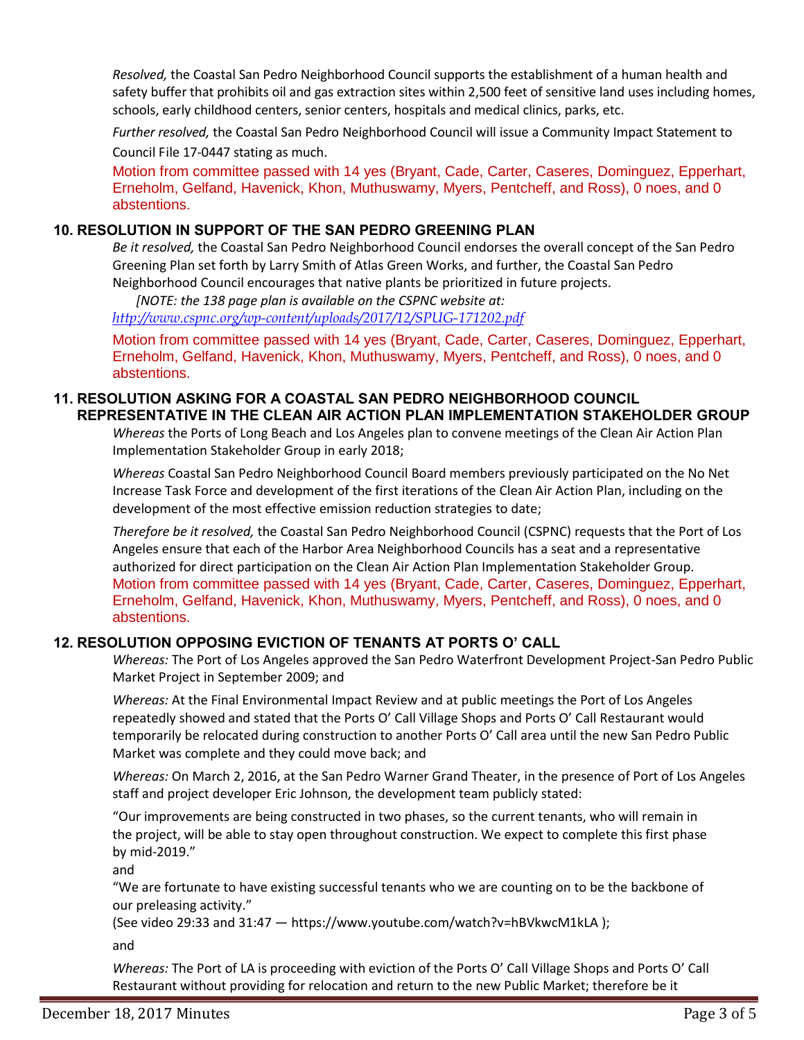*Resolved,* the Coastal San Pedro Neighborhood Council supports the establishment of a human health and safety buffer that prohibits oil and gas extraction sites within 2,500 feet of sensitive land uses including homes, schools, early childhood centers, senior centers, hospitals and medical clinics, parks, etc.

*Further resolved,* the Coastal San Pedro Neighborhood Council will issue a Community Impact Statement to Council File 17-0447 stating as much.

Motion from committee passed with 14 yes (Bryant, Cade, Carter, Caseres, Dominguez, Epperhart, Erneholm, Gelfand, Havenick, Khon, Muthuswamy, Myers, Pentcheff, and Ross), 0 noes, and 0 abstentions.

### 10. RESOLUTION IN SUPPORT OF THE SAN PEDRO GREENING PLAN

*Be it resolved,* the Coastal San Pedro Neighborhood Council endorses the overall concept of the San Pedro Greening Plan set forth by Larry Smith of Atlas Green Works, and further, the Coastal San Pedro Neighborhood Council encourages that native plants be prioritized in future projects.

*[NOTE: the 138 page plan is available on the CSPNC website at: http://www.cspnc.org/wp-content/uploads/2017/12/SPUG-171202.pdf*

Motion from committee passed with 14 yes (Bryant, Cade, Carter, Caseres, Dominguez, Epperhart, Erneholm, Gelfand, Havenick, Khon, Muthuswamy, Myers, Pentcheff, and Ross), 0 noes, and 0 abstentions.

### 11. RESOLUTION ASKING FOR A COASTAL SAN PEDRO NEIGHBORHOOD COUNCIL REPRESENTATIVE IN THE CLEAN AIR ACTION PLAN IMPLEMENTATION STAKEHOLDER GROUP

*Whereas* the Ports of Long Beach and Los Angeles plan to convene meetings of the Clean Air Action Plan Implementation Stakeholder Group in early 2018;

*Whereas* Coastal San Pedro Neighborhood Council Board members previously participated on the No Net Increase Task Force and development of the first iterations of the Clean Air Action Plan, including on the development of the most effective emission reduction strategies to date;

*Therefore be it resolved,* the Coastal San Pedro Neighborhood Council (CSPNC) requests that the Port of Los Angeles ensure that each of the Harbor Area Neighborhood Councils has a seat and a representative authorized for direct participation on the Clean Air Action Plan Implementation Stakeholder Group.

Motion from committee passed with 14 yes (Bryant, Cade, Carter, Caseres, Dominguez, Epperhart, Erneholm, Gelfand, Havenick, Khon, Muthuswamy, Myers, Pentcheff, and Ross), 0 noes, and 0 abstentions.

### 12. RESOLUTION OPPOSING EVICTION OF TENANTS AT PORTS O' CALL

*Whereas:* The Port of Los Angeles approved the San Pedro Waterfront Development Project-San Pedro Public Market Project in September 2009; and

*Whereas:* At the Final Environmental Impact Review and at public meetings the Port of Los Angeles repeatedly showed and stated that the Ports O' Call Village Shops and Ports O' Call Restaurant would temporarily be relocated during construction to another Ports O' Call area until the new San Pedro Public Market was complete and they could move back; and

*Whereas:* On March 2, 2016, at the San Pedro Warner Grand Theater, in the presence of Port of Los Angeles staff and project developer Eric Johnson, the development team publicly stated:

"Our improvements are being constructed in two phases, so the current tenants, who will remain in the project, will be able to stay open throughout construction. We expect to complete this first phase by mid-2019."

and

"We are fortunate to have existing successful tenants who we are counting on to be the backbone of our preleasing activity."

(See video 29:33 and 31:47 — https://www.youtube.com/watch?v=hBVkwcM1kLA );

and

*Whereas:* The Port of LA is proceeding with eviction of the Ports O' Call Village Shops and Ports O' Call Restaurant without providing for relocation and return to the new Public Market; therefore be it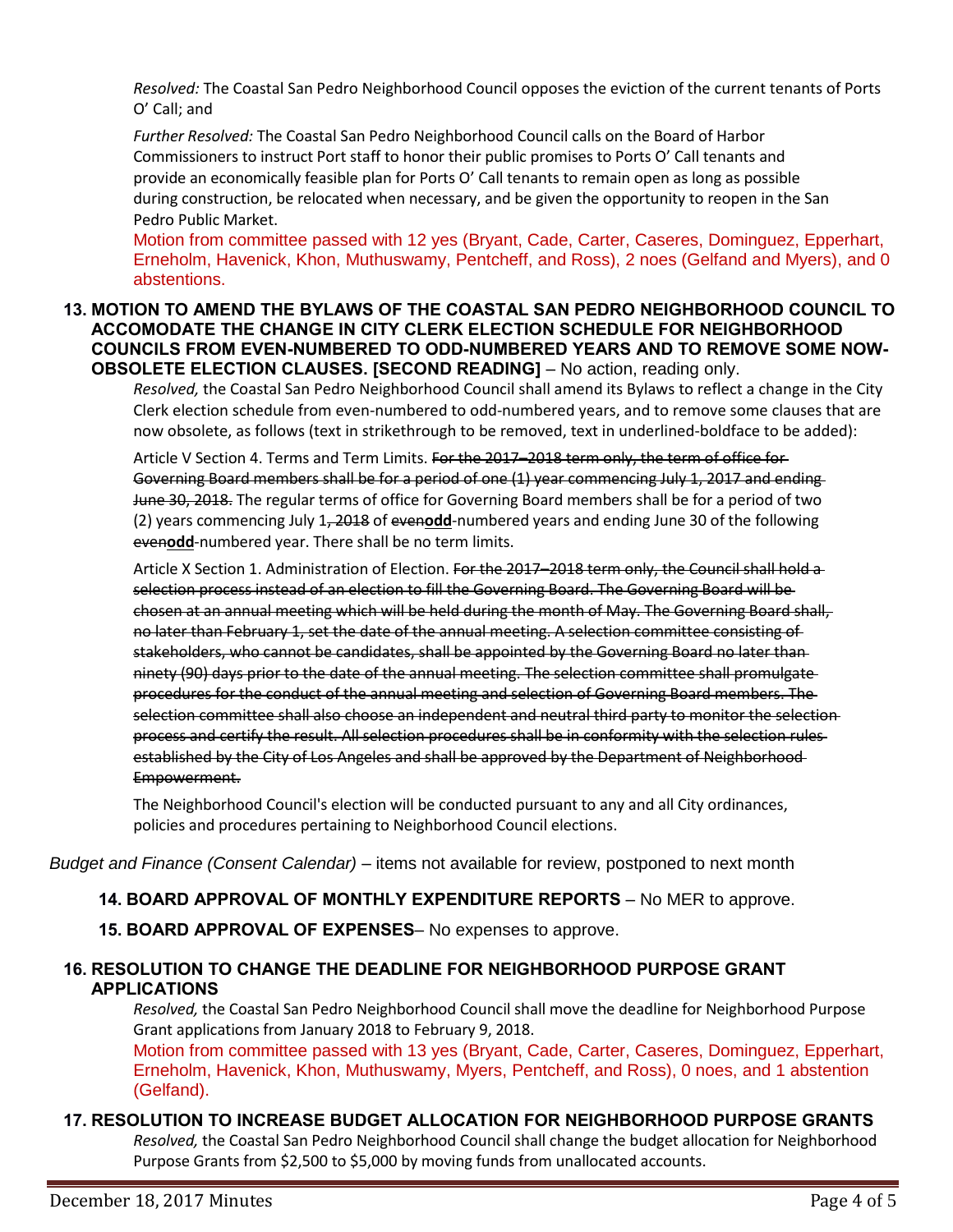*Resolved:* The Coastal San Pedro Neighborhood Council opposes the eviction of the current tenants of Ports O' Call; and

*Further Resolved:* The Coastal San Pedro Neighborhood Council calls on the Board of Harbor Commissioners to instruct Port staff to honor their public promises to Ports O' Call tenants and provide an economically feasible plan for Ports O' Call tenants to remain open as long as possible during construction, be relocated when necessary, and be given the opportunity to reopen in the San Pedro Public Market.

Motion from committee passed with 12 yes (Bryant, Cade, Carter, Caseres, Dominguez, Epperhart, Erneholm, Havenick, Khon, Muthuswamy, Pentcheff, and Ross), 2 noes (Gelfand and Myers), and 0 abstentions.

**13. MOTION TO AMEND THE BYLAWS OF THE COASTAL SAN PEDRO NEIGHBORHOOD COUNCIL TO ACCOMODATE THE CHANGE IN CITY CLERK ELECTION SCHEDULE FOR NEIGHBORHOOD COUNCILS FROM EVEN-NUMBERED TO ODD-NUMBERED YEARS AND TO REMOVE SOME NOW-OBSOLETE ELECTION CLAUSES. [SECOND READING]** – No action, reading only.

*Resolved,* the Coastal San Pedro Neighborhood Council shall amend its Bylaws to reflect a change in the City Clerk election schedule from even-numbered to odd-numbered years, and to remove some clauses that are now obsolete, as follows (text in strikethrough to be removed, text in underlined-boldface to be added):

Article V Section 4. Terms and Term Limits. ~~For the 2017–2018 term only, the term of office for Governing Board members shall be for a period of one (1) year commencing July 1, 2017 and ending June 30, 2018.~~ The regular terms of office for Governing Board members shall be for a period of two (2) years commencing July 1~~, 2018~~ of ~~even~~<u>**odd**</u>-numbered years and ending June 30 of the following ~~even~~<u>**odd**</u>-numbered year. There shall be no term limits.

Article X Section 1. Administration of Election. ~~For the 2017–2018 term only, the Council shall hold a selection process instead of an election to fill the Governing Board. The Governing Board will be chosen at an annual meeting which will be held during the month of May. The Governing Board shall, no later than February 1, set the date of the annual meeting. A selection committee consisting of stakeholders, who cannot be candidates, shall be appointed by the Governing Board no later than ninety (90) days prior to the date of the annual meeting. The selection committee shall promulgate procedures for the conduct of the annual meeting and selection of Governing Board members. The selection committee shall also choose an independent and neutral third party to monitor the selection process and certify the result. All selection procedures shall be in conformity with the selection rules established by the City of Los Angeles and shall be approved by the Department of Neighborhood Empowerment.~~

The Neighborhood Council's election will be conducted pursuant to any and all City ordinances, policies and procedures pertaining to Neighborhood Council elections.

*Budget and Finance (Consent Calendar)* – items not available for review, postponed to next month

**14. BOARD APPROVAL OF MONTHLY EXPENDITURE REPORTS** – No MER to approve.

**15. BOARD APPROVAL OF EXPENSES**– No expenses to approve.

**16. RESOLUTION TO CHANGE THE DEADLINE FOR NEIGHBORHOOD PURPOSE GRANT APPLICATIONS**

*Resolved,* the Coastal San Pedro Neighborhood Council shall move the deadline for Neighborhood Purpose Grant applications from January 2018 to February 9, 2018.

Motion from committee passed with 13 yes (Bryant, Cade, Carter, Caseres, Dominguez, Epperhart, Erneholm, Havenick, Khon, Muthuswamy, Myers, Pentcheff, and Ross), 0 noes, and 1 abstention (Gelfand).

**17. RESOLUTION TO INCREASE BUDGET ALLOCATION FOR NEIGHBORHOOD PURPOSE GRANTS**

*Resolved,* the Coastal San Pedro Neighborhood Council shall change the budget allocation for Neighborhood Purpose Grants from $2,500 to $5,000 by moving funds from unallocated accounts.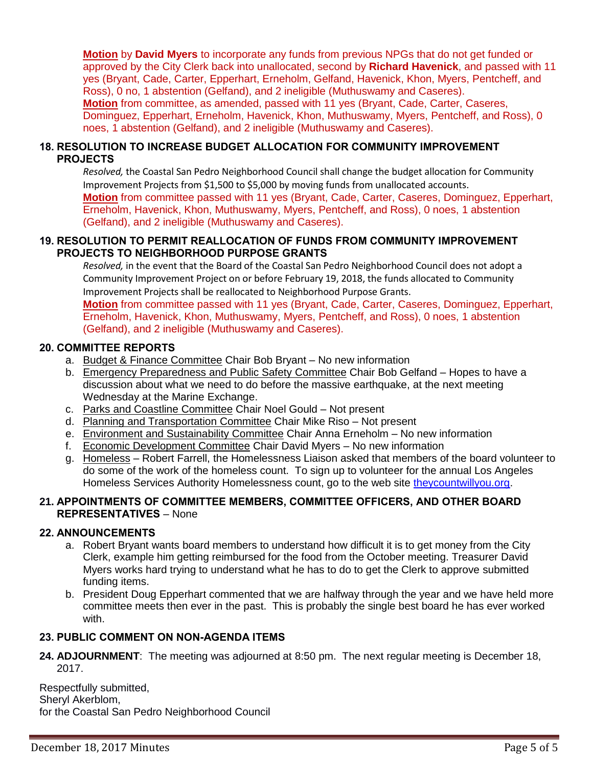**Motion** by **David Myers** to incorporate any funds from previous NPGs that do not get funded or approved by the City Clerk back into unallocated, second by **Richard Havenick**, and passed with 11 yes (Bryant, Cade, Carter, Epperhart, Erneholm, Gelfand, Havenick, Khon, Myers, Pentcheff, and Ross), 0 no, 1 abstention (Gelfand), and 2 ineligible (Muthuswamy and Caseres).
**Motion** from committee, as amended, passed with 11 yes (Bryant, Cade, Carter, Caseres, Dominguez, Epperhart, Erneholm, Havenick, Khon, Muthuswamy, Myers, Pentcheff, and Ross), 0 noes, 1 abstention (Gelfand), and 2 ineligible (Muthuswamy and Caseres).

**18. RESOLUTION TO INCREASE BUDGET ALLOCATION FOR COMMUNITY IMPROVEMENT PROJECTS**

*Resolved,* the Coastal San Pedro Neighborhood Council shall change the budget allocation for Community Improvement Projects from $1,500 to $5,000 by moving funds from unallocated accounts.
**Motion** from committee passed with 11 yes (Bryant, Cade, Carter, Caseres, Dominguez, Epperhart, Erneholm, Havenick, Khon, Muthuswamy, Myers, Pentcheff, and Ross), 0 noes, 1 abstention (Gelfand), and 2 ineligible (Muthuswamy and Caseres).

**19. RESOLUTION TO PERMIT REALLOCATION OF FUNDS FROM COMMUNITY IMPROVEMENT PROJECTS TO NEIGHBORHOOD PURPOSE GRANTS**

*Resolved,* in the event that the Board of the Coastal San Pedro Neighborhood Council does not adopt a Community Improvement Project on or before February 19, 2018, the funds allocated to Community Improvement Projects shall be reallocated to Neighborhood Purpose Grants.
**Motion** from committee passed with 11 yes (Bryant, Cade, Carter, Caseres, Dominguez, Epperhart, Erneholm, Havenick, Khon, Muthuswamy, Myers, Pentcheff, and Ross), 0 noes, 1 abstention (Gelfand), and 2 ineligible (Muthuswamy and Caseres).

**20. COMMITTEE REPORTS**

a. Budget & Finance Committee Chair Bob Bryant – No new information
b. Emergency Preparedness and Public Safety Committee Chair Bob Gelfand – Hopes to have a discussion about what we need to do before the massive earthquake, at the next meeting Wednesday at the Marine Exchange.
c. Parks and Coastline Committee Chair Noel Gould – Not present
d. Planning and Transportation Committee Chair Mike Riso – Not present
e. Environment and Sustainability Committee Chair Anna Erneholm – No new information
f. Economic Development Committee Chair David Myers – No new information
g. Homeless – Robert Farrell, the Homelessness Liaison asked that members of the board volunteer to do some of the work of the homeless count. To sign up to volunteer for the annual Los Angeles Homeless Services Authority Homelessness count, go to the web site theycountwillyou.org.

**21. APPOINTMENTS OF COMMITTEE MEMBERS, COMMITTEE OFFICERS, AND OTHER BOARD REPRESENTATIVES** – None

**22. ANNOUNCEMENTS**

a. Robert Bryant wants board members to understand how difficult it is to get money from the City Clerk, example him getting reimbursed for the food from the October meeting. Treasurer David Myers works hard trying to understand what he has to do to get the Clerk to approve submitted funding items.
b. President Doug Epperhart commented that we are halfway through the year and we have held more committee meets then ever in the past. This is probably the single best board he has ever worked with.

**23. PUBLIC COMMENT ON NON-AGENDA ITEMS**

**24. ADJOURNMENT**: The meeting was adjourned at 8:50 pm. The next regular meeting is December 18, 2017.

Respectfully submitted,
Sheryl Akerblom,
for the Coastal San Pedro Neighborhood Council